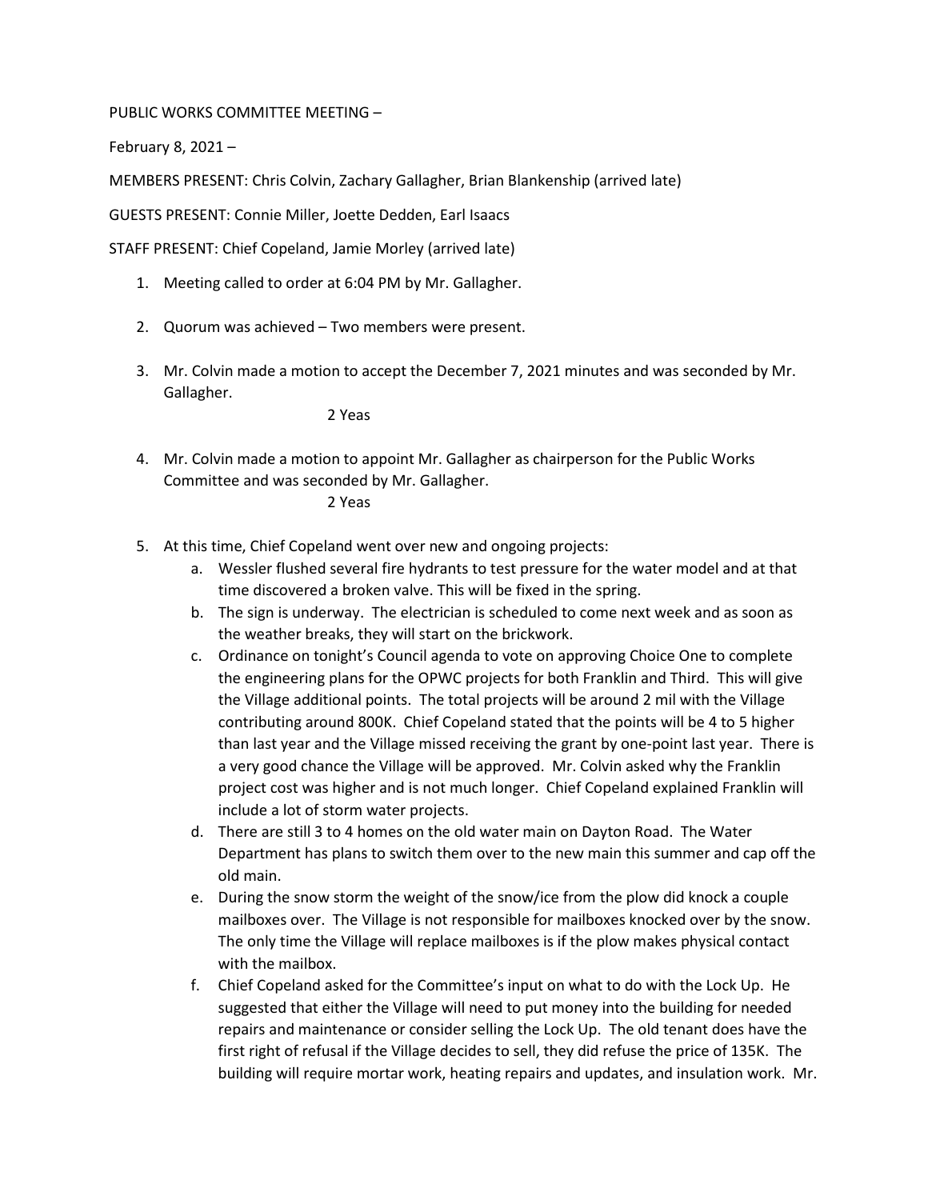PUBLIC WORKS COMMITTEE MEETING –

February 8, 2021 –

MEMBERS PRESENT: Chris Colvin, Zachary Gallagher, Brian Blankenship (arrived late)

GUESTS PRESENT: Connie Miller, Joette Dedden, Earl Isaacs

STAFF PRESENT: Chief Copeland, Jamie Morley (arrived late)

1. Meeting called to order at 6:04 PM by Mr. Gallagher.

2. Quorum was achieved – Two members were present.

3. Mr. Colvin made a motion to accept the December 7, 2021 minutes and was seconded by Mr. Gallagher.

   2 Yeas

4. Mr. Colvin made a motion to appoint Mr. Gallagher as chairperson for the Public Works Committee and was seconded by Mr. Gallagher.

   2 Yeas

5. At this time, Chief Copeland went over new and ongoing projects:
   a. Wessler flushed several fire hydrants to test pressure for the water model and at that time discovered a broken valve. This will be fixed in the spring.
   b. The sign is underway. The electrician is scheduled to come next week and as soon as the weather breaks, they will start on the brickwork.
   c. Ordinance on tonight's Council agenda to vote on approving Choice One to complete the engineering plans for the OPWC projects for both Franklin and Third. This will give the Village additional points. The total projects will be around 2 mil with the Village contributing around 800K. Chief Copeland stated that the points will be 4 to 5 higher than last year and the Village missed receiving the grant by one-point last year. There is a very good chance the Village will be approved. Mr. Colvin asked why the Franklin project cost was higher and is not much longer. Chief Copeland explained Franklin will include a lot of storm water projects.
   d. There are still 3 to 4 homes on the old water main on Dayton Road. The Water Department has plans to switch them over to the new main this summer and cap off the old main.
   e. During the snow storm the weight of the snow/ice from the plow did knock a couple mailboxes over. The Village is not responsible for mailboxes knocked over by the snow. The only time the Village will replace mailboxes is if the plow makes physical contact with the mailbox.
   f. Chief Copeland asked for the Committee's input on what to do with the Lock Up. He suggested that either the Village will need to put money into the building for needed repairs and maintenance or consider selling the Lock Up. The old tenant does have the first right of refusal if the Village decides to sell, they did refuse the price of 135K. The building will require mortar work, heating repairs and updates, and insulation work. Mr.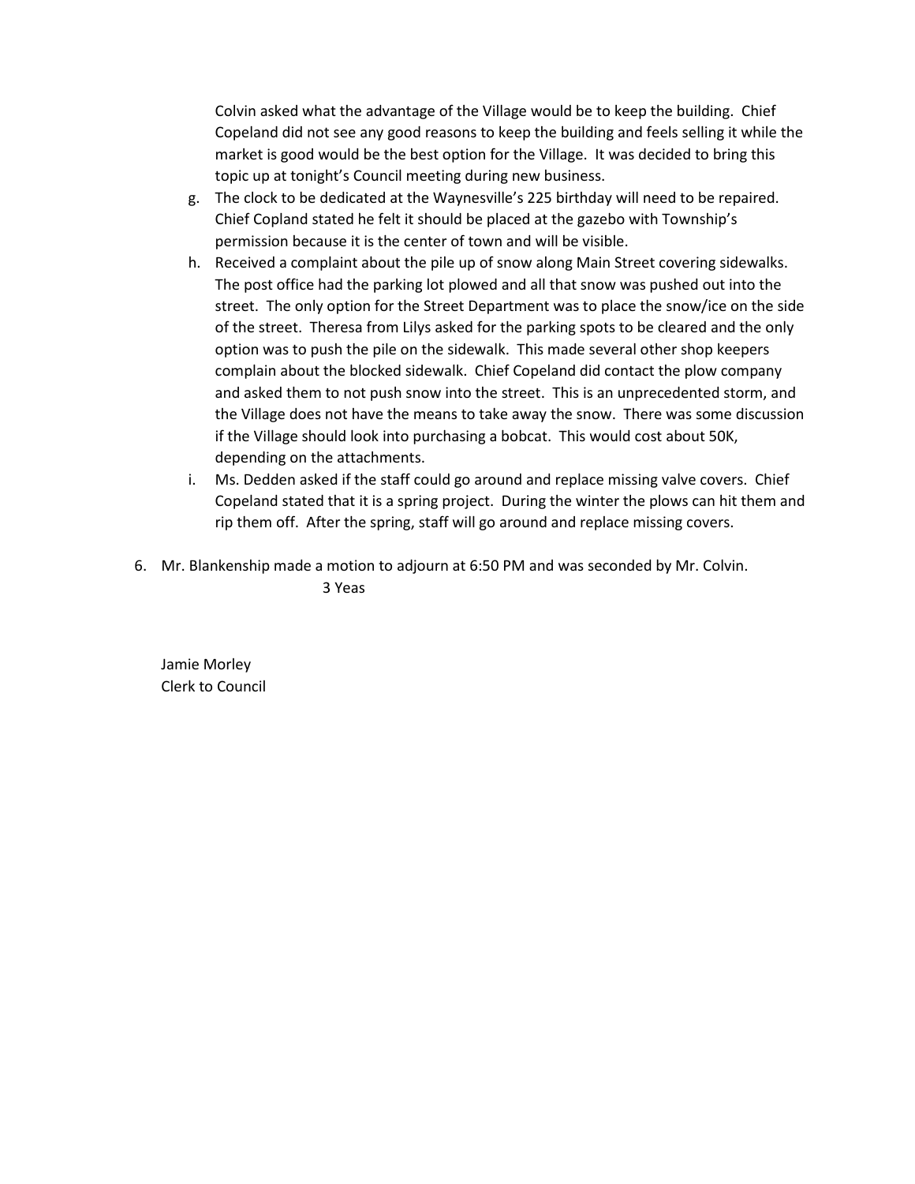Colvin asked what the advantage of the Village would be to keep the building. Chief Copeland did not see any good reasons to keep the building and feels selling it while the market is good would be the best option for the Village. It was decided to bring this topic up at tonight's Council meeting during new business.

g. The clock to be dedicated at the Waynesville's 225 birthday will need to be repaired. Chief Copland stated he felt it should be placed at the gazebo with Township's permission because it is the center of town and will be visible.
h. Received a complaint about the pile up of snow along Main Street covering sidewalks. The post office had the parking lot plowed and all that snow was pushed out into the street. The only option for the Street Department was to place the snow/ice on the side of the street. Theresa from Lilys asked for the parking spots to be cleared and the only option was to push the pile on the sidewalk. This made several other shop keepers complain about the blocked sidewalk. Chief Copeland did contact the plow company and asked them to not push snow into the street. This is an unprecedented storm, and the Village does not have the means to take away the snow. There was some discussion if the Village should look into purchasing a bobcat. This would cost about 50K, depending on the attachments.
i. Ms. Dedden asked if the staff could go around and replace missing valve covers. Chief Copeland stated that it is a spring project. During the winter the plows can hit them and rip them off. After the spring, staff will go around and replace missing covers.

6. Mr. Blankenship made a motion to adjourn at 6:50 PM and was seconded by Mr. Colvin.

   3 Yeas

Jamie Morley
Clerk to Council